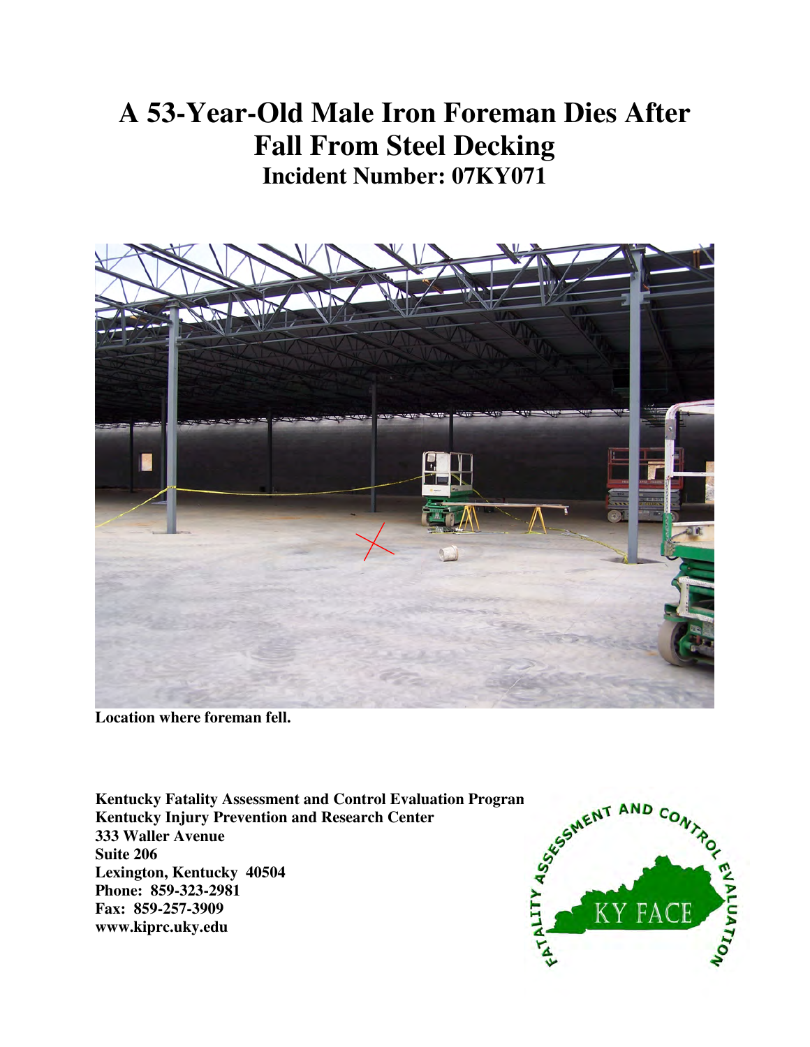# A 53-Year-Old Male Iron Foreman Dies After Fall From Steel Decking

## Incident Number: 07KY071

**Location where foreman fell.**

**Kentucky Fatality Assessment and Control Evaluation Progran**
**Kentucky Injury Prevention and Research Center**
**333 Waller Avenue**
**Suite 206**
**Lexington, Kentucky 40504**
**Phone: 859-323-2981**
**Fax: 859-257-3909**
**www.kiprc.uky.edu**

FATALITY ASSESSMENT AND CONTROL EVALUATION

KY FACE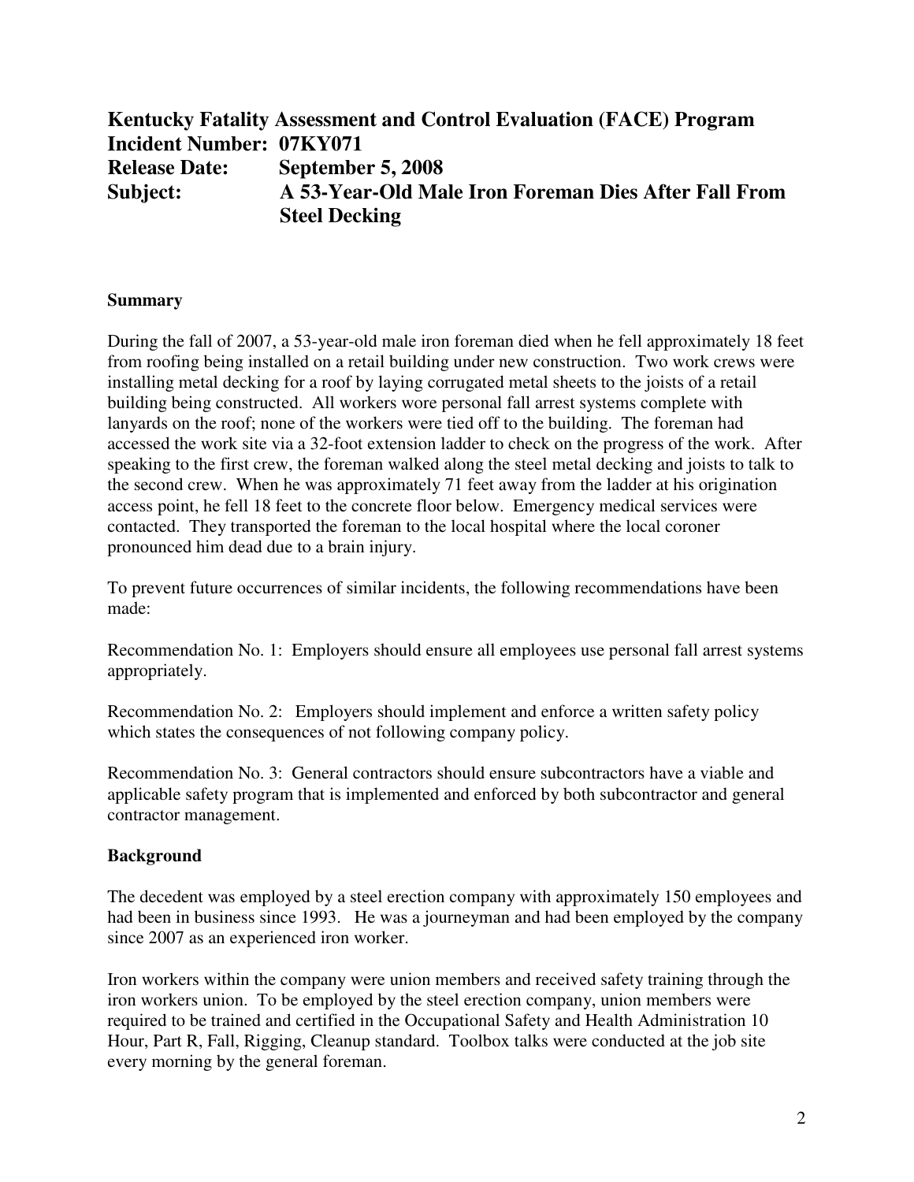**Kentucky Fatality Assessment and Control Evaluation (FACE) Program**
**Incident Number: 07KY071**
**Release Date: September 5, 2008**
**Subject: A 53-Year-Old Male Iron Foreman Dies After Fall From Steel Decking**

**Summary**

During the fall of 2007, a 53-year-old male iron foreman died when he fell approximately 18 feet from roofing being installed on a retail building under new construction. Two work crews were installing metal decking for a roof by laying corrugated metal sheets to the joists of a retail building being constructed. All workers wore personal fall arrest systems complete with lanyards on the roof; none of the workers were tied off to the building. The foreman had accessed the work site via a 32-foot extension ladder to check on the progress of the work. After speaking to the first crew, the foreman walked along the steel metal decking and joists to talk to the second crew. When he was approximately 71 feet away from the ladder at his origination access point, he fell 18 feet to the concrete floor below. Emergency medical services were contacted. They transported the foreman to the local hospital where the local coroner pronounced him dead due to a brain injury.

To prevent future occurrences of similar incidents, the following recommendations have been made:

Recommendation No. 1: Employers should ensure all employees use personal fall arrest systems appropriately.

Recommendation No. 2: Employers should implement and enforce a written safety policy which states the consequences of not following company policy.

Recommendation No. 3: General contractors should ensure subcontractors have a viable and applicable safety program that is implemented and enforced by both subcontractor and general contractor management.

**Background**

The decedent was employed by a steel erection company with approximately 150 employees and had been in business since 1993. He was a journeyman and had been employed by the company since 2007 as an experienced iron worker.

Iron workers within the company were union members and received safety training through the iron workers union. To be employed by the steel erection company, union members were required to be trained and certified in the Occupational Safety and Health Administration 10 Hour, Part R, Fall, Rigging, Cleanup standard. Toolbox talks were conducted at the job site every morning by the general foreman.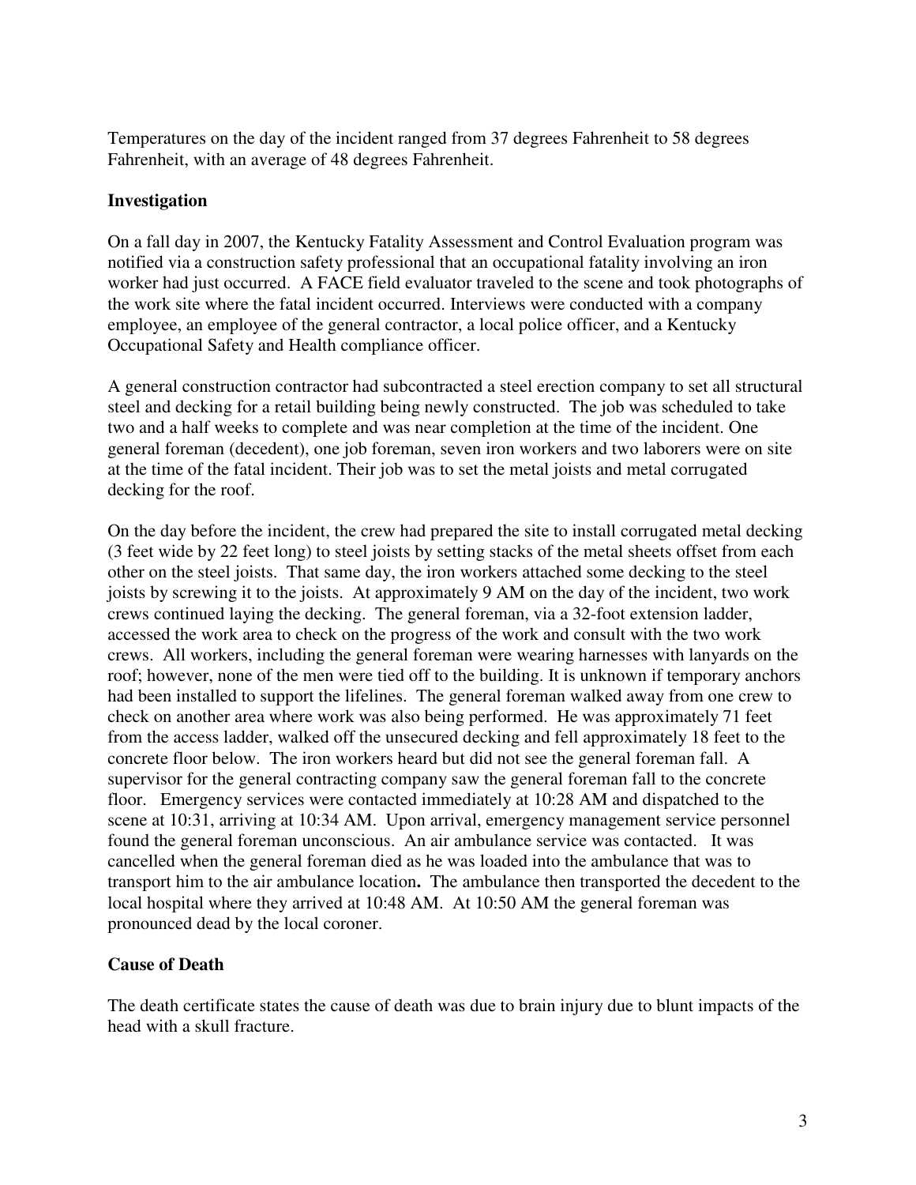Temperatures on the day of the incident ranged from 37 degrees Fahrenheit to 58 degrees Fahrenheit, with an average of 48 degrees Fahrenheit.

## Investigation

On a fall day in 2007, the Kentucky Fatality Assessment and Control Evaluation program was notified via a construction safety professional that an occupational fatality involving an iron worker had just occurred. A FACE field evaluator traveled to the scene and took photographs of the work site where the fatal incident occurred. Interviews were conducted with a company employee, an employee of the general contractor, a local police officer, and a Kentucky Occupational Safety and Health compliance officer.

A general construction contractor had subcontracted a steel erection company to set all structural steel and decking for a retail building being newly constructed. The job was scheduled to take two and a half weeks to complete and was near completion at the time of the incident. One general foreman (decedent), one job foreman, seven iron workers and two laborers were on site at the time of the fatal incident. Their job was to set the metal joists and metal corrugated decking for the roof.

On the day before the incident, the crew had prepared the site to install corrugated metal decking (3 feet wide by 22 feet long) to steel joists by setting stacks of the metal sheets offset from each other on the steel joists. That same day, the iron workers attached some decking to the steel joists by screwing it to the joists. At approximately 9 AM on the day of the incident, two work crews continued laying the decking. The general foreman, via a 32-foot extension ladder, accessed the work area to check on the progress of the work and consult with the two work crews. All workers, including the general foreman were wearing harnesses with lanyards on the roof; however, none of the men were tied off to the building. It is unknown if temporary anchors had been installed to support the lifelines. The general foreman walked away from one crew to check on another area where work was also being performed. He was approximately 71 feet from the access ladder, walked off the unsecured decking and fell approximately 18 feet to the concrete floor below. The iron workers heard but did not see the general foreman fall. A supervisor for the general contracting company saw the general foreman fall to the concrete floor. Emergency services were contacted immediately at 10:28 AM and dispatched to the scene at 10:31, arriving at 10:34 AM. Upon arrival, emergency management service personnel found the general foreman unconscious. An air ambulance service was contacted. It was cancelled when the general foreman died as he was loaded into the ambulance that was to transport him to the air ambulance location**.** The ambulance then transported the decedent to the local hospital where they arrived at 10:48 AM. At 10:50 AM the general foreman was pronounced dead by the local coroner.

## Cause of Death

The death certificate states the cause of death was due to brain injury due to blunt impacts of the head with a skull fracture.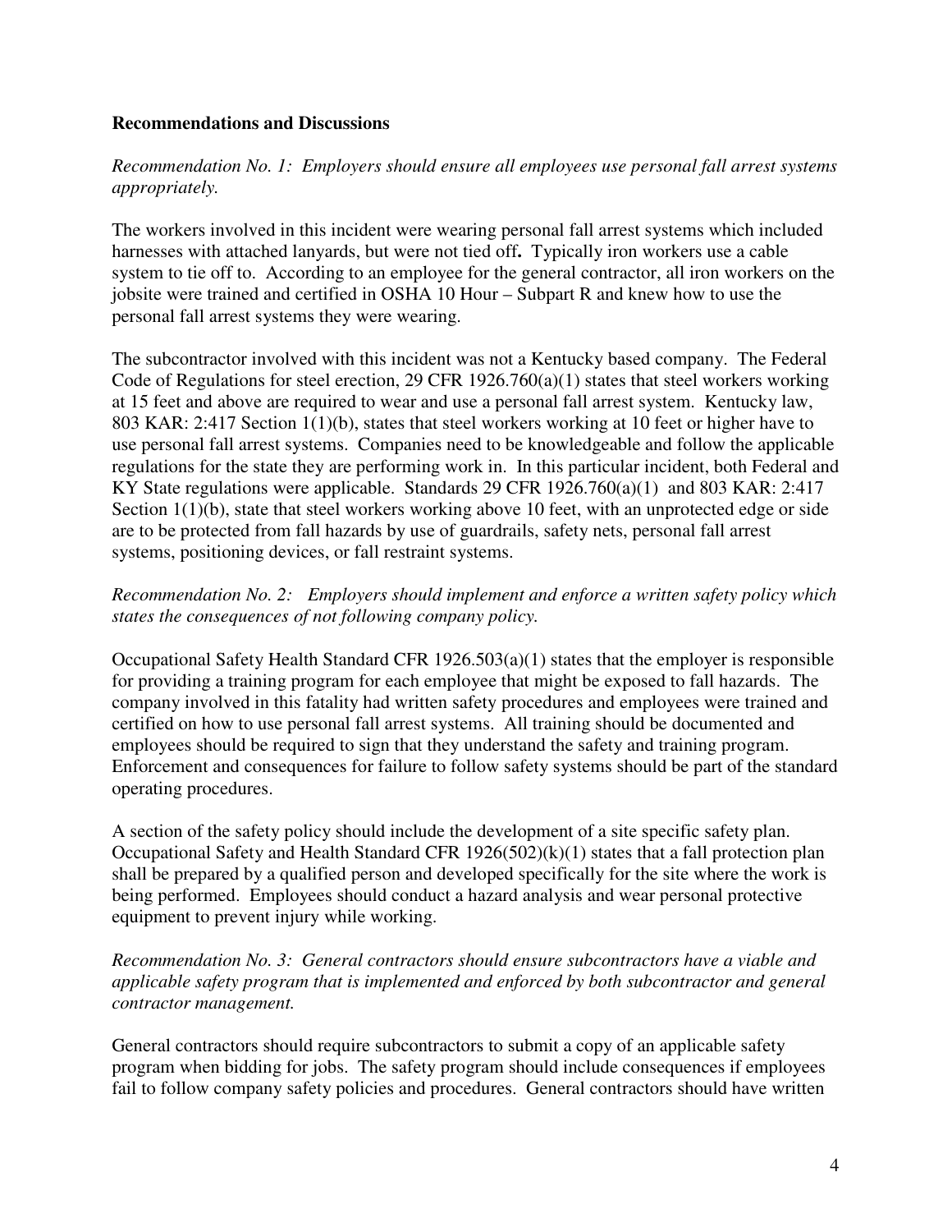**Recommendations and Discussions**

*Recommendation No. 1: Employers should ensure all employees use personal fall arrest systems appropriately.*

The workers involved in this incident were wearing personal fall arrest systems which included harnesses with attached lanyards, but were not tied off**.** Typically iron workers use a cable system to tie off to. According to an employee for the general contractor, all iron workers on the jobsite were trained and certified in OSHA 10 Hour – Subpart R and knew how to use the personal fall arrest systems they were wearing.

The subcontractor involved with this incident was not a Kentucky based company. The Federal Code of Regulations for steel erection, 29 CFR 1926.760(a)(1) states that steel workers working at 15 feet and above are required to wear and use a personal fall arrest system. Kentucky law, 803 KAR: 2:417 Section 1(1)(b), states that steel workers working at 10 feet or higher have to use personal fall arrest systems. Companies need to be knowledgeable and follow the applicable regulations for the state they are performing work in. In this particular incident, both Federal and KY State regulations were applicable. Standards 29 CFR 1926.760(a)(1) and 803 KAR: 2:417 Section 1(1)(b), state that steel workers working above 10 feet, with an unprotected edge or side are to be protected from fall hazards by use of guardrails, safety nets, personal fall arrest systems, positioning devices, or fall restraint systems.

*Recommendation No. 2: Employers should implement and enforce a written safety policy which states the consequences of not following company policy.*

Occupational Safety Health Standard CFR 1926.503(a)(1) states that the employer is responsible for providing a training program for each employee that might be exposed to fall hazards. The company involved in this fatality had written safety procedures and employees were trained and certified on how to use personal fall arrest systems. All training should be documented and employees should be required to sign that they understand the safety and training program. Enforcement and consequences for failure to follow safety systems should be part of the standard operating procedures.

A section of the safety policy should include the development of a site specific safety plan. Occupational Safety and Health Standard CFR 1926(502)(k)(1) states that a fall protection plan shall be prepared by a qualified person and developed specifically for the site where the work is being performed. Employees should conduct a hazard analysis and wear personal protective equipment to prevent injury while working.

*Recommendation No. 3: General contractors should ensure subcontractors have a viable and applicable safety program that is implemented and enforced by both subcontractor and general contractor management.*

General contractors should require subcontractors to submit a copy of an applicable safety program when bidding for jobs. The safety program should include consequences if employees fail to follow company safety policies and procedures. General contractors should have written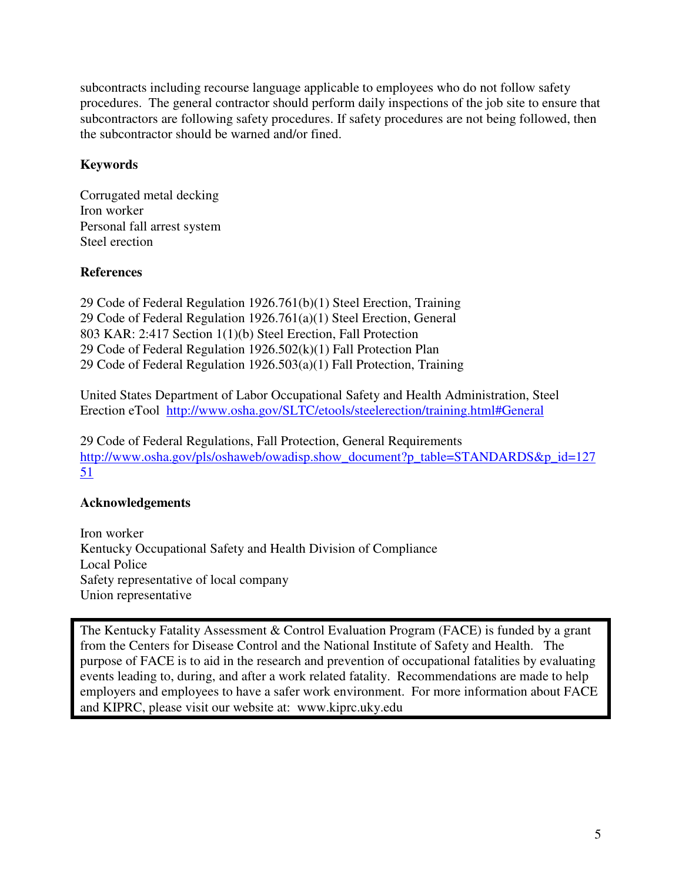subcontracts including recourse language applicable to employees who do not follow safety procedures. The general contractor should perform daily inspections of the job site to ensure that subcontractors are following safety procedures. If safety procedures are not being followed, then the subcontractor should be warned and/or fined.

**Keywords**

Corrugated metal decking
Iron worker
Personal fall arrest system
Steel erection

**References**

29 Code of Federal Regulation 1926.761(b)(1) Steel Erection, Training
29 Code of Federal Regulation 1926.761(a)(1) Steel Erection, General
803 KAR: 2:417 Section 1(1)(b) Steel Erection, Fall Protection
29 Code of Federal Regulation 1926.502(k)(1) Fall Protection Plan
29 Code of Federal Regulation 1926.503(a)(1) Fall Protection, Training

United States Department of Labor Occupational Safety and Health Administration, Steel Erection eTool http://www.osha.gov/SLTC/etools/steelerection/training.html#General

29 Code of Federal Regulations, Fall Protection, General Requirements
http://www.osha.gov/pls/oshaweb/owadisp.show_document?p_table=STANDARDS&p_id=12751

**Acknowledgements**

Iron worker
Kentucky Occupational Safety and Health Division of Compliance
Local Police
Safety representative of local company
Union representative

The Kentucky Fatality Assessment & Control Evaluation Program (FACE) is funded by a grant from the Centers for Disease Control and the National Institute of Safety and Health. The purpose of FACE is to aid in the research and prevention of occupational fatalities by evaluating events leading to, during, and after a work related fatality. Recommendations are made to help employers and employees to have a safer work environment. For more information about FACE and KIPRC, please visit our website at: www.kiprc.uky.edu